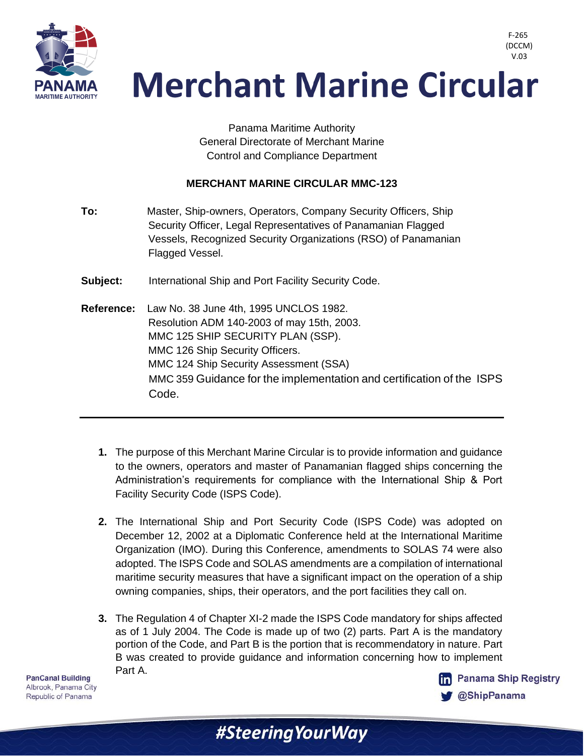F-265
(DCCM)
V.03

# Merchant Marine Circular

Panama Maritime Authority
General Directorate of Merchant Marine
Control and Compliance Department

**MERCHANT MARINE CIRCULAR MMC-123**

**To:** Master, Ship-owners, Operators, Company Security Officers, Ship Security Officer, Legal Representatives of Panamanian Flagged Vessels, Recognized Security Organizations (RSO) of Panamanian Flagged Vessel.

**Subject:** International Ship and Port Facility Security Code.

**Reference:** Law No. 38 June 4th, 1995 UNCLOS 1982.
Resolution ADM 140-2003 of may 15th, 2003.
MMC 125 SHIP SECURITY PLAN (SSP).
MMC 126 Ship Security Officers.
MMC 124 Ship Security Assessment (SSA)
MMC 359 Guidance for the implementation and certification of the ISPS Code.

---

1. The purpose of this Merchant Marine Circular is to provide information and guidance to the owners, operators and master of Panamanian flagged ships concerning the Administration's requirements for compliance with the International Ship & Port Facility Security Code (ISPS Code).

2. The International Ship and Port Security Code (ISPS Code) was adopted on December 12, 2002 at a Diplomatic Conference held at the International Maritime Organization (IMO). During this Conference, amendments to SOLAS 74 were also adopted. The ISPS Code and SOLAS amendments are a compilation of international maritime security measures that have a significant impact on the operation of a ship owning companies, ships, their operators, and the port facilities they call on.

3. The Regulation 4 of Chapter XI-2 made the ISPS Code mandatory for ships affected as of 1 July 2004. The Code is made up of two (2) parts. Part A is the mandatory portion of the Code, and Part B is the portion that is recommendatory in nature. Part B was created to provide guidance and information concerning how to implement Part A.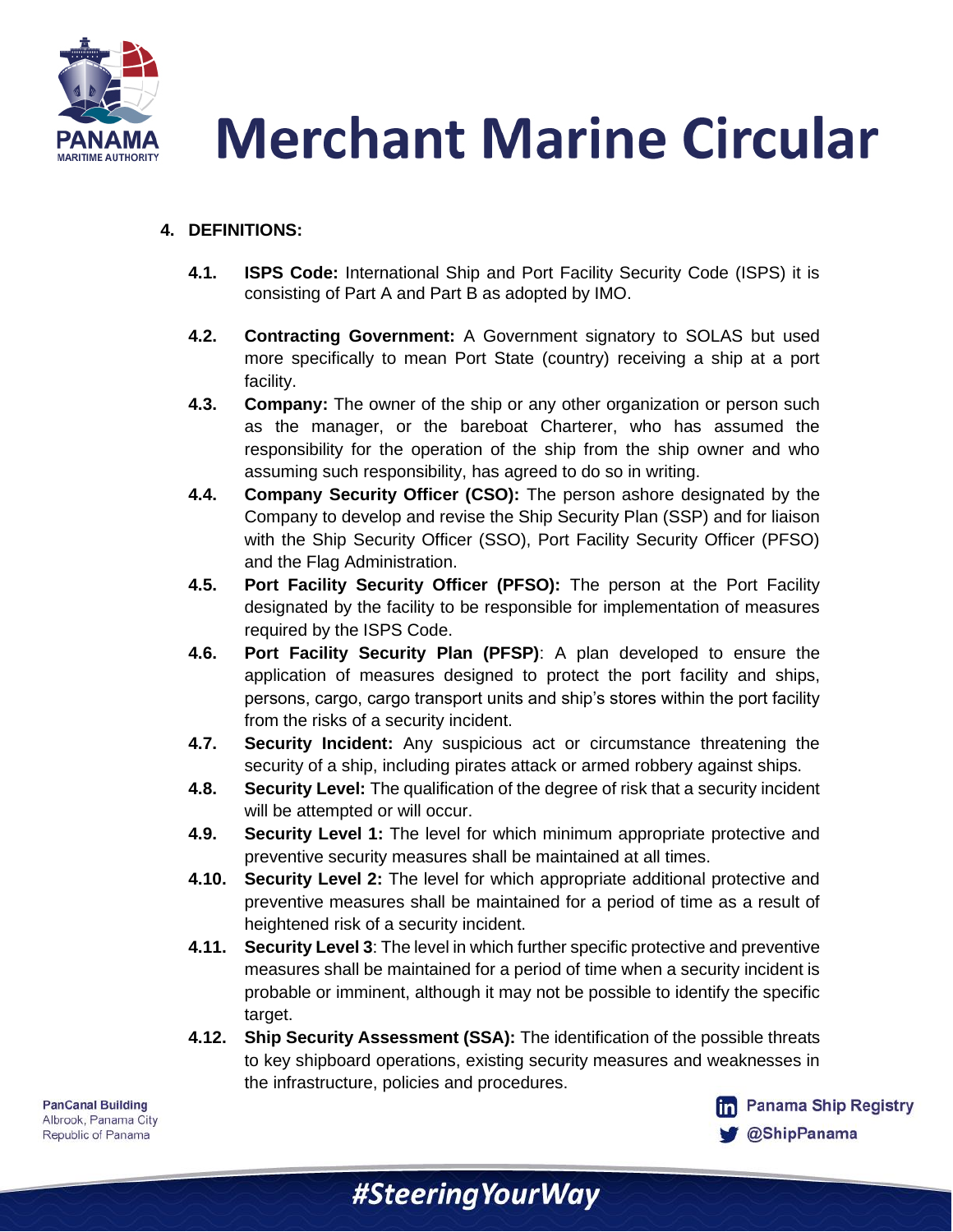## 4. DEFINITIONS:

**4.1. ISPS Code:** International Ship and Port Facility Security Code (ISPS) it is consisting of Part A and Part B as adopted by IMO.

**4.2. Contracting Government:** A Government signatory to SOLAS but used more specifically to mean Port State (country) receiving a ship at a port facility.

**4.3. Company:** The owner of the ship or any other organization or person such as the manager, or the bareboat Charterer, who has assumed the responsibility for the operation of the ship from the ship owner and who assuming such responsibility, has agreed to do so in writing.

**4.4. Company Security Officer (CSO):** The person ashore designated by the Company to develop and revise the Ship Security Plan (SSP) and for liaison with the Ship Security Officer (SSO), Port Facility Security Officer (PFSO) and the Flag Administration.

**4.5. Port Facility Security Officer (PFSO):** The person at the Port Facility designated by the facility to be responsible for implementation of measures required by the ISPS Code.

**4.6. Port Facility Security Plan (PFSP)**: A plan developed to ensure the application of measures designed to protect the port facility and ships, persons, cargo, cargo transport units and ship's stores within the port facility from the risks of a security incident.

**4.7. Security Incident:** Any suspicious act or circumstance threatening the security of a ship, including pirates attack or armed robbery against ships.

**4.8. Security Level:** The qualification of the degree of risk that a security incident will be attempted or will occur.

**4.9. Security Level 1:** The level for which minimum appropriate protective and preventive security measures shall be maintained at all times.

**4.10. Security Level 2:** The level for which appropriate additional protective and preventive measures shall be maintained for a period of time as a result of heightened risk of a security incident.

**4.11. Security Level 3**: The level in which further specific protective and preventive measures shall be maintained for a period of time when a security incident is probable or imminent, although it may not be possible to identify the specific target.

**4.12. Ship Security Assessment (SSA):** The identification of the possible threats to key shipboard operations, existing security measures and weaknesses in the infrastructure, policies and procedures.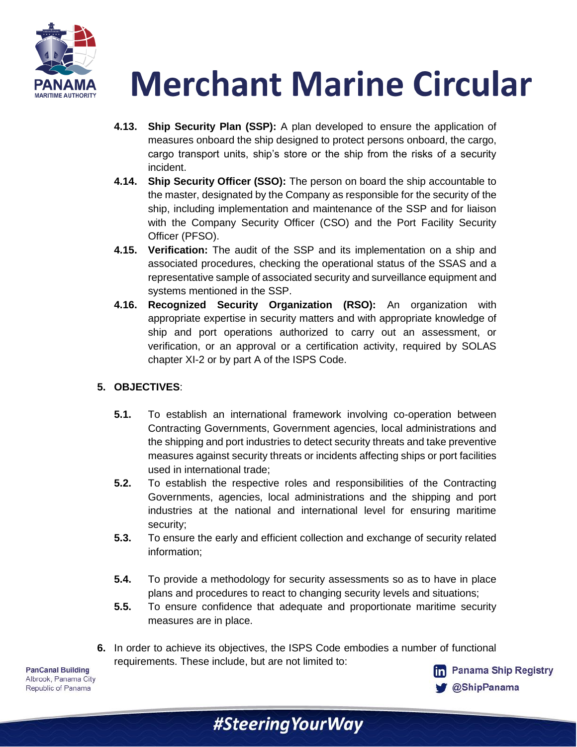- **4.13. Ship Security Plan (SSP):** A plan developed to ensure the application of measures onboard the ship designed to protect persons onboard, the cargo, cargo transport units, ship's store or the ship from the risks of a security incident.
- **4.14. Ship Security Officer (SSO):** The person on board the ship accountable to the master, designated by the Company as responsible for the security of the ship, including implementation and maintenance of the SSP and for liaison with the Company Security Officer (CSO) and the Port Facility Security Officer (PFSO).
- **4.15. Verification:** The audit of the SSP and its implementation on a ship and associated procedures, checking the operational status of the SSAS and a representative sample of associated security and surveillance equipment and systems mentioned in the SSP.
- **4.16. Recognized Security Organization (RSO):** An organization with appropriate expertise in security matters and with appropriate knowledge of ship and port operations authorized to carry out an assessment, or verification, or an approval or a certification activity, required by SOLAS chapter XI-2 or by part A of the ISPS Code.

**5. OBJECTIVES**:

- **5.1.** To establish an international framework involving co-operation between Contracting Governments, Government agencies, local administrations and the shipping and port industries to detect security threats and take preventive measures against security threats or incidents affecting ships or port facilities used in international trade;
- **5.2.** To establish the respective roles and responsibilities of the Contracting Governments, agencies, local administrations and the shipping and port industries at the national and international level for ensuring maritime security;
- **5.3.** To ensure the early and efficient collection and exchange of security related information;
- **5.4.** To provide a methodology for security assessments so as to have in place plans and procedures to react to changing security levels and situations;
- **5.5.** To ensure confidence that adequate and proportionate maritime security measures are in place.

**6.** In order to achieve its objectives, the ISPS Code embodies a number of functional requirements. These include, but are not limited to: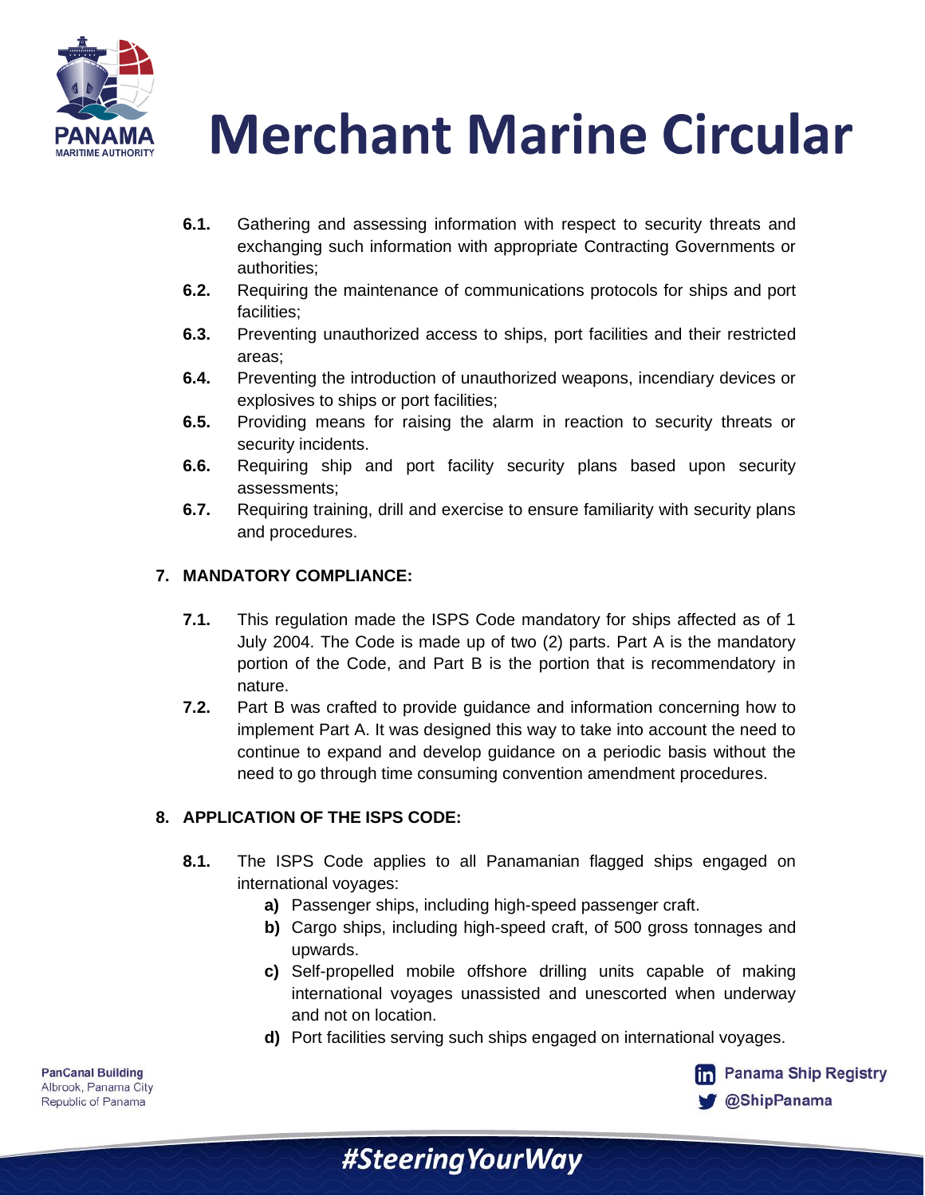**6.1.** Gathering and assessing information with respect to security threats and exchanging such information with appropriate Contracting Governments or authorities;

**6.2.** Requiring the maintenance of communications protocols for ships and port facilities;

**6.3.** Preventing unauthorized access to ships, port facilities and their restricted areas;

**6.4.** Preventing the introduction of unauthorized weapons, incendiary devices or explosives to ships or port facilities;

**6.5.** Providing means for raising the alarm in reaction to security threats or security incidents.

**6.6.** Requiring ship and port facility security plans based upon security assessments;

**6.7.** Requiring training, drill and exercise to ensure familiarity with security plans and procedures.

## 7. MANDATORY COMPLIANCE:

**7.1.** This regulation made the ISPS Code mandatory for ships affected as of 1 July 2004. The Code is made up of two (2) parts. Part A is the mandatory portion of the Code, and Part B is the portion that is recommendatory in nature.

**7.2.** Part B was crafted to provide guidance and information concerning how to implement Part A. It was designed this way to take into account the need to continue to expand and develop guidance on a periodic basis without the need to go through time consuming convention amendment procedures.

## 8. APPLICATION OF THE ISPS CODE:

**8.1.** The ISPS Code applies to all Panamanian flagged ships engaged on international voyages:

- **a)** Passenger ships, including high-speed passenger craft.
- **b)** Cargo ships, including high-speed craft, of 500 gross tonnages and upwards.
- **c)** Self-propelled mobile offshore drilling units capable of making international voyages unassisted and unescorted when underway and not on location.
- **d)** Port facilities serving such ships engaged on international voyages.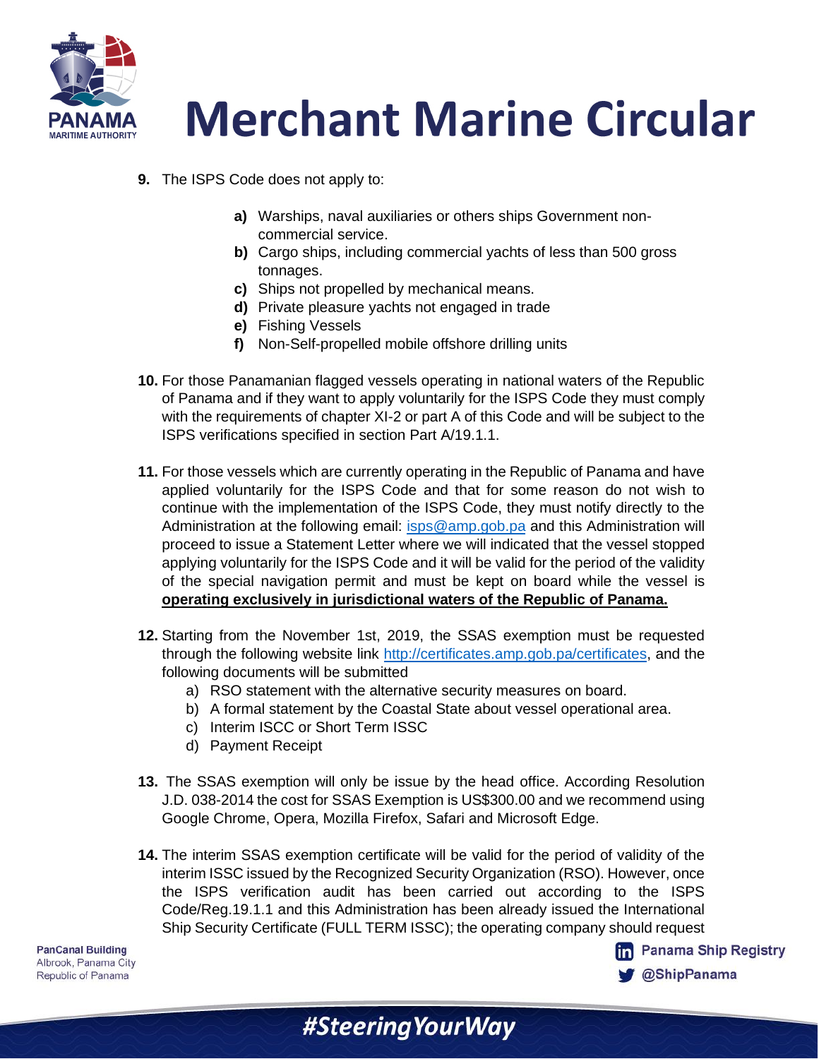9. The ISPS Code does not apply to:

   a) Warships, naval auxiliaries or others ships Government non-commercial service.
   b) Cargo ships, including commercial yachts of less than 500 gross tonnages.
   c) Ships not propelled by mechanical means.
   d) Private pleasure yachts not engaged in trade
   e) Fishing Vessels
   f) Non-Self-propelled mobile offshore drilling units

10. For those Panamanian flagged vessels operating in national waters of the Republic of Panama and if they want to apply voluntarily for the ISPS Code they must comply with the requirements of chapter XI-2 or part A of this Code and will be subject to the ISPS verifications specified in section Part A/19.1.1.

11. For those vessels which are currently operating in the Republic of Panama and have applied voluntarily for the ISPS Code and that for some reason do not wish to continue with the implementation of the ISPS Code, they must notify directly to the Administration at the following email: isps@amp.gob.pa and this Administration will proceed to issue a Statement Letter where we will indicated that the vessel stopped applying voluntarily for the ISPS Code and it will be valid for the period of the validity of the special navigation permit and must be kept on board while the vessel is **operating exclusively in jurisdictional waters of the Republic of Panama.**

12. Starting from the November 1st, 2019, the SSAS exemption must be requested through the following website link http://certificates.amp.gob.pa/certificates, and the following documents will be submitted
    a) RSO statement with the alternative security measures on board.
    b) A formal statement by the Coastal State about vessel operational area.
    c) Interim ISCC or Short Term ISSC
    d) Payment Receipt

13. The SSAS exemption will only be issue by the head office. According Resolution J.D. 038-2014 the cost for SSAS Exemption is US$300.00 and we recommend using Google Chrome, Opera, Mozilla Firefox, Safari and Microsoft Edge.

14. The interim SSAS exemption certificate will be valid for the period of validity of the interim ISSC issued by the Recognized Security Organization (RSO). However, once the ISPS verification audit has been carried out according to the ISPS Code/Reg.19.1.1 and this Administration has been already issued the International Ship Security Certificate (FULL TERM ISSC); the operating company should request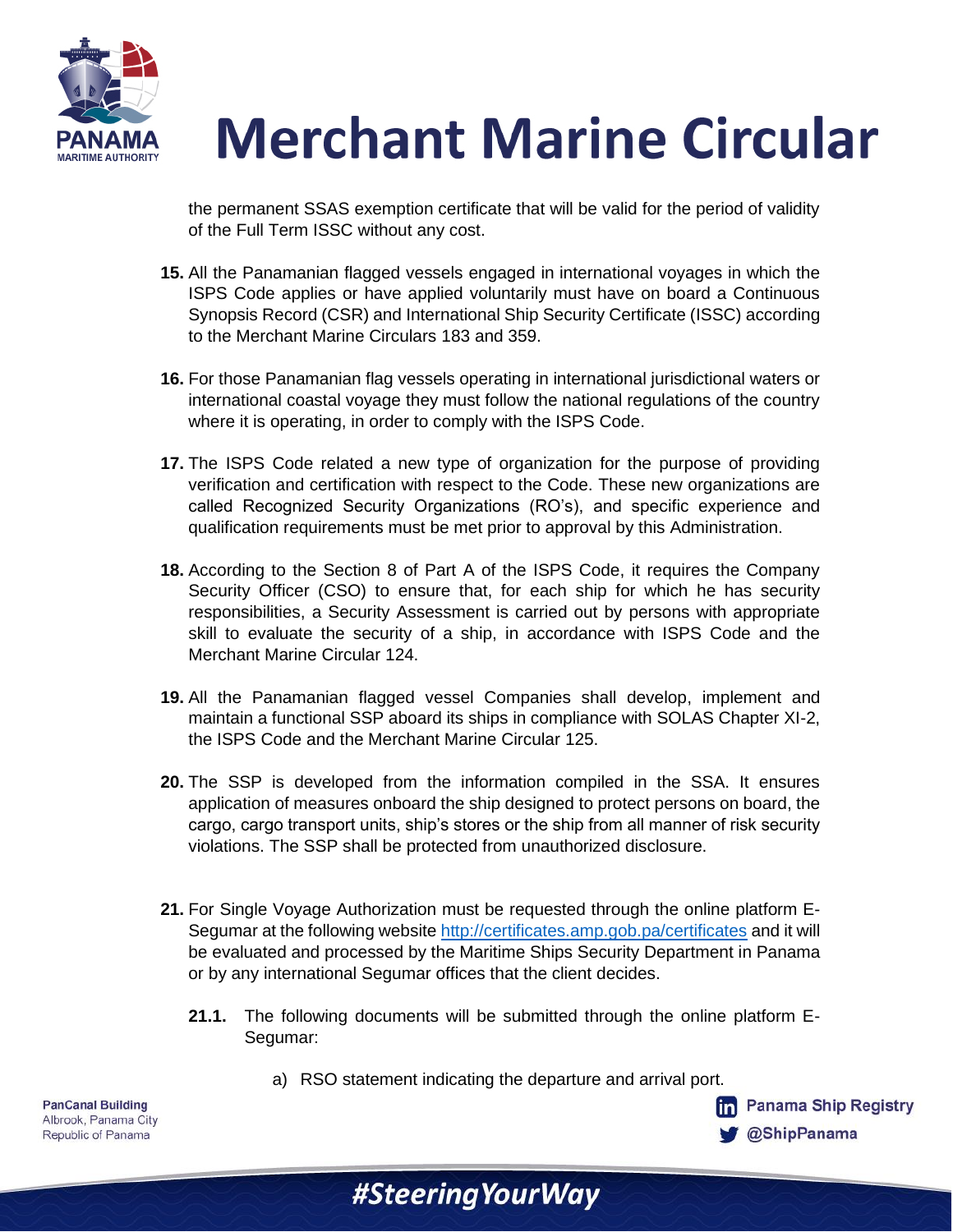the permanent SSAS exemption certificate that will be valid for the period of validity of the Full Term ISSC without any cost.

**15.** All the Panamanian flagged vessels engaged in international voyages in which the ISPS Code applies or have applied voluntarily must have on board a Continuous Synopsis Record (CSR) and International Ship Security Certificate (ISSC) according to the Merchant Marine Circulars 183 and 359.

**16.** For those Panamanian flag vessels operating in international jurisdictional waters or international coastal voyage they must follow the national regulations of the country where it is operating, in order to comply with the ISPS Code.

**17.** The ISPS Code related a new type of organization for the purpose of providing verification and certification with respect to the Code. These new organizations are called Recognized Security Organizations (RO's), and specific experience and qualification requirements must be met prior to approval by this Administration.

**18.** According to the Section 8 of Part A of the ISPS Code, it requires the Company Security Officer (CSO) to ensure that, for each ship for which he has security responsibilities, a Security Assessment is carried out by persons with appropriate skill to evaluate the security of a ship, in accordance with ISPS Code and the Merchant Marine Circular 124.

**19.** All the Panamanian flagged vessel Companies shall develop, implement and maintain a functional SSP aboard its ships in compliance with SOLAS Chapter XI-2, the ISPS Code and the Merchant Marine Circular 125.

**20.** The SSP is developed from the information compiled in the SSA. It ensures application of measures onboard the ship designed to protect persons on board, the cargo, cargo transport units, ship's stores or the ship from all manner of risk security violations. The SSP shall be protected from unauthorized disclosure.

**21.** For Single Voyage Authorization must be requested through the online platform E-Segumar at the following website http://certificates.amp.gob.pa/certificates and it will be evaluated and processed by the Maritime Ships Security Department in Panama or by any international Segumar offices that the client decides.

**21.1.** The following documents will be submitted through the online platform E-Segumar:

a) RSO statement indicating the departure and arrival port.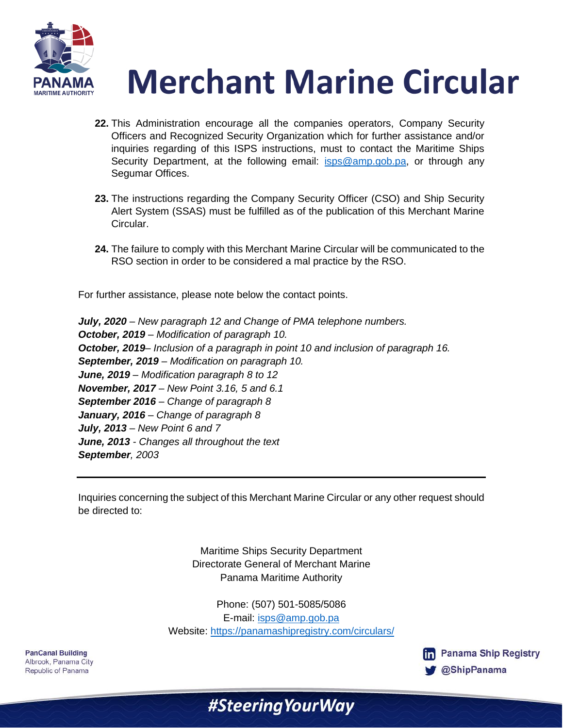22. This Administration encourage all the companies operators, Company Security Officers and Recognized Security Organization which for further assistance and/or inquiries regarding of this ISPS instructions, must to contact the Maritime Ships Security Department, at the following email: isps@amp.gob.pa, or through any Segumar Offices.

23. The instructions regarding the Company Security Officer (CSO) and Ship Security Alert System (SSAS) must be fulfilled as of the publication of this Merchant Marine Circular.

24. The failure to comply with this Merchant Marine Circular will be communicated to the RSO section in order to be considered a mal practice by the RSO.

For further assistance, please note below the contact points.

***July, 2020*** *– New paragraph 12 and Change of PMA telephone numbers.*
***October, 2019*** *– Modification of paragraph 10.*
***October, 2019****– Inclusion of a paragraph in point 10 and inclusion of paragraph 16.*
***September, 2019*** *– Modification on paragraph 10.*
***June, 2019*** *– Modification paragraph 8 to 12*
***November, 2017*** *– New Point 3.16, 5 and 6.1*
***September 2016*** *– Change of paragraph 8*
***January, 2016*** *– Change of paragraph 8*
***July, 2013*** *– New Point 6 and 7*
***June, 2013*** *- Changes all throughout the text*
***September****, 2003*

---

Inquiries concerning the subject of this Merchant Marine Circular or any other request should be directed to:

Maritime Ships Security Department
Directorate General of Merchant Marine
Panama Maritime Authority

Phone: (507) 501-5085/5086
E-mail: isps@amp.gob.pa
Website: https://panamashipregistry.com/circulars/